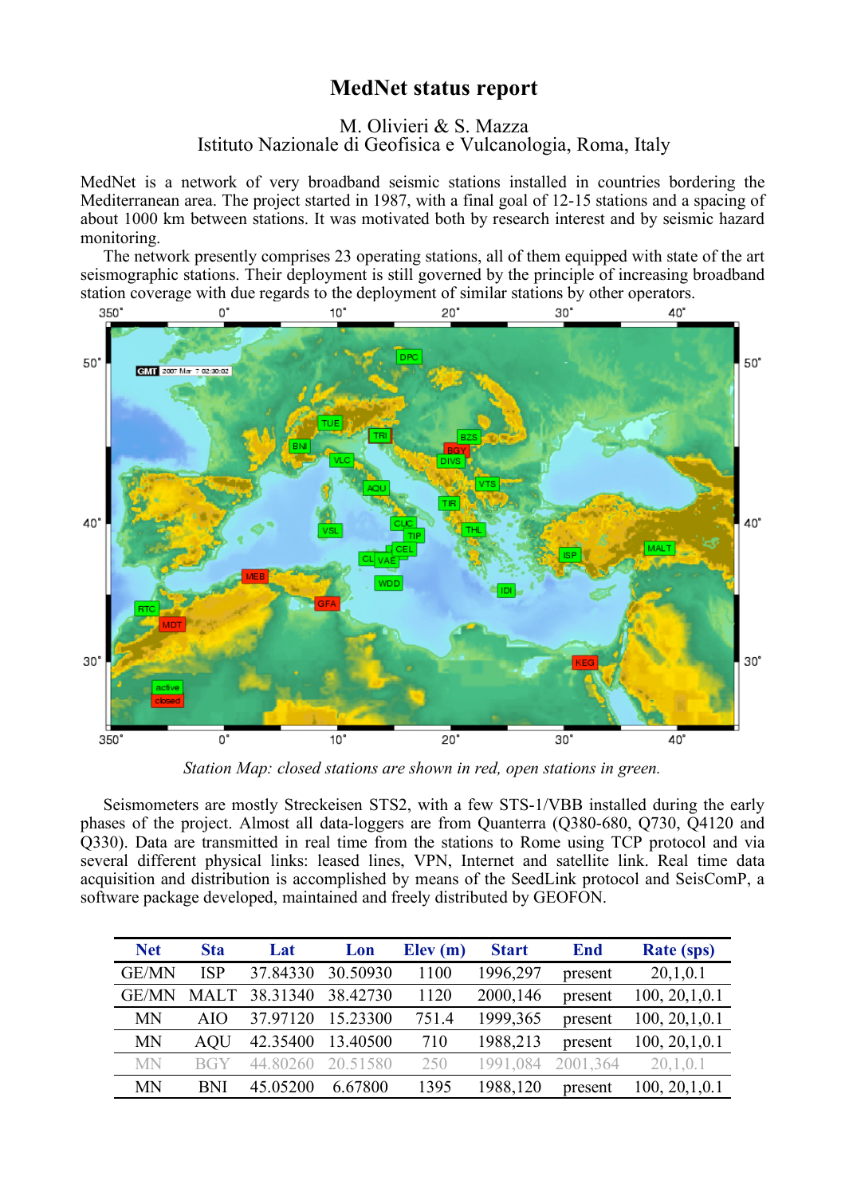# MedNet status report

M. Olivieri & S. Mazza
Istituto Nazionale di Geofisica e Vulcanologia, Roma, Italy

MedNet is a network of very broadband seismic stations installed in countries bordering the Mediterranean area. The project started in 1987, with a final goal of 12-15 stations and a spacing of about 1000 km between stations. It was motivated both by research interest and by seismic hazard monitoring.

The network presently comprises 23 operating stations, all of them equipped with state of the art seismographic stations. Their deployment is still governed by the principle of increasing broadband station coverage with due regards to the deployment of similar stations by other operators.

*Station Map: closed stations are shown in red, open stations in green.*

Seismometers are mostly Streckeisen STS2, with a few STS-1/VBB installed during the early phases of the project. Almost all data-loggers are from Quanterra (Q380-680, Q730, Q4120 and Q330). Data are transmitted in real time from the stations to Rome using TCP protocol and via several different physical links: leased lines, VPN, Internet and satellite link. Real time data acquisition and distribution is accomplished by means of the SeedLink protocol and SeisComP, a software package developed, maintained and freely distributed by GEOFON.

| Net | Sta | Lat | Lon | Elev (m) | Start | End | Rate (sps) |
|---|---|---|---|---|---|---|---|
| GE/MN | ISP | 37.84330 | 30.50930 | 1100 | 1996,297 | present | 20,1,0.1 |
| GE/MN | MALT | 38.31340 | 38.42730 | 1120 | 2000,146 | present | 100, 20,1,0.1 |
| MN | AIO | 37.97120 | 15.23300 | 751.4 | 1999,365 | present | 100, 20,1,0.1 |
| MN | AQU | 42.35400 | 13.40500 | 710 | 1988,213 | present | 100, 20,1,0.1 |
| MN | BGY | 44.80260 | 20.51580 | 250 | 1991,084 | 2001,364 | 20,1,0.1 |
| MN | BNI | 45.05200 | 6.67800 | 1395 | 1988,120 | present | 100, 20,1,0.1 |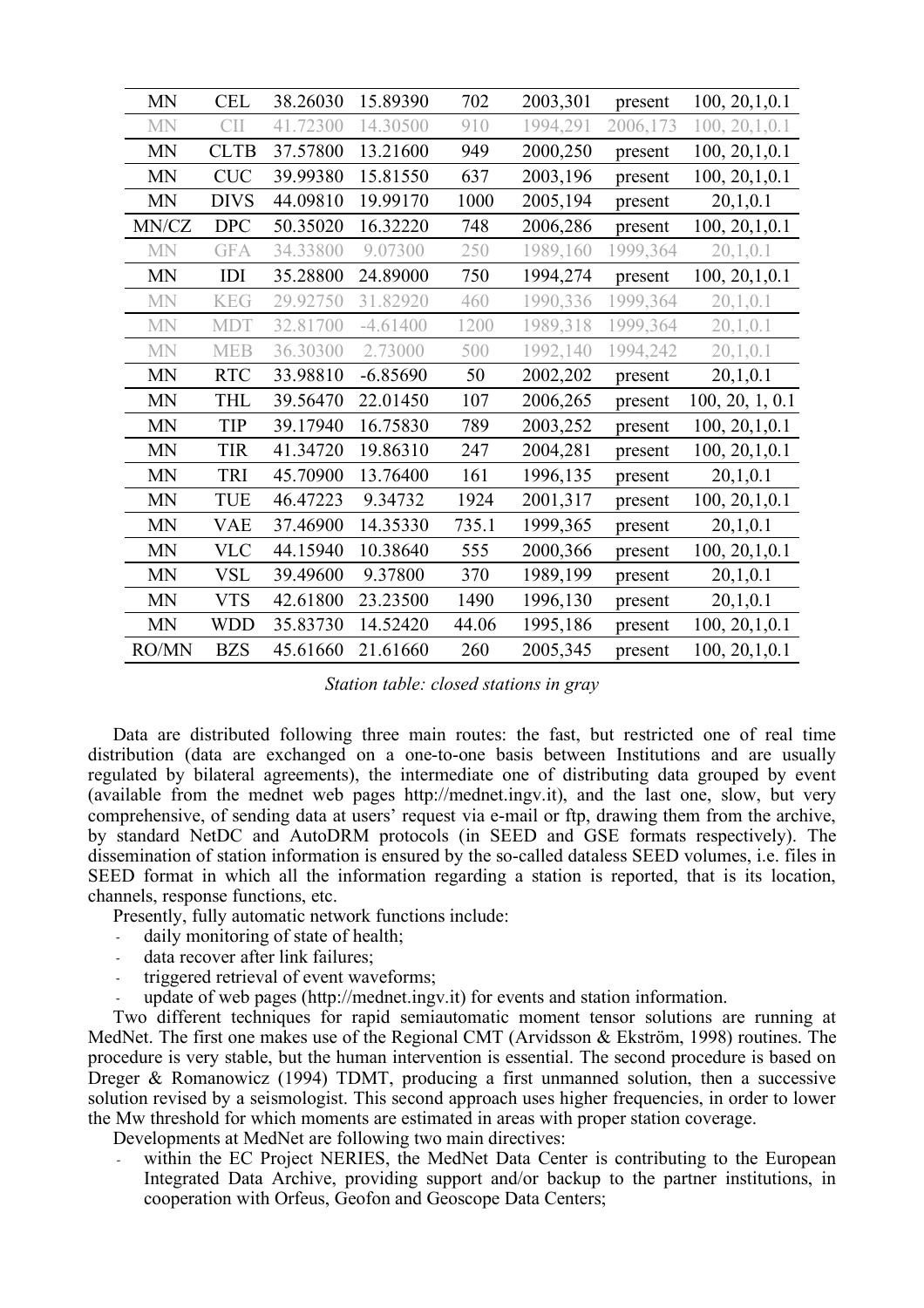| MN | CEL | 38.26030 | 15.89390 | 702 | 2003,301 | present | 100, 20,1,0.1 |
|---|---|---|---|---|---|---|---|
| MN | CII | 41.72300 | 14.30500 | 910 | 1994,291 | 2006,173 | 100, 20,1,0.1 |
| MN | CLTB | 37.57800 | 13.21600 | 949 | 2000,250 | present | 100, 20,1,0.1 |
| MN | CUC | 39.99380 | 15.81550 | 637 | 2003,196 | present | 100, 20,1,0.1 |
| MN | DIVS | 44.09810 | 19.99170 | 1000 | 2005,194 | present | 20,1,0.1 |
| MN/CZ | DPC | 50.35020 | 16.32220 | 748 | 2006,286 | present | 100, 20,1,0.1 |
| MN | GFA | 34.33800 | 9.07300 | 250 | 1989,160 | 1999,364 | 20,1,0.1 |
| MN | IDI | 35.28800 | 24.89000 | 750 | 1994,274 | present | 100, 20,1,0.1 |
| MN | KEG | 29.92750 | 31.82920 | 460 | 1990,336 | 1999,364 | 20,1,0.1 |
| MN | MDT | 32.81700 | -4.61400 | 1200 | 1989,318 | 1999,364 | 20,1,0.1 |
| MN | MEB | 36.30300 | 2.73000 | 500 | 1992,140 | 1994,242 | 20,1,0.1 |
| MN | RTC | 33.98810 | -6.85690 | 50 | 2002,202 | present | 20,1,0.1 |
| MN | THL | 39.56470 | 22.01450 | 107 | 2006,265 | present | 100, 20, 1, 0.1 |
| MN | TIP | 39.17940 | 16.75830 | 789 | 2003,252 | present | 100, 20,1,0.1 |
| MN | TIR | 41.34720 | 19.86310 | 247 | 2004,281 | present | 100, 20,1,0.1 |
| MN | TRI | 45.70900 | 13.76400 | 161 | 1996,135 | present | 20,1,0.1 |
| MN | TUE | 46.47223 | 9.34732 | 1924 | 2001,317 | present | 100, 20,1,0.1 |
| MN | VAE | 37.46900 | 14.35330 | 735.1 | 1999,365 | present | 20,1,0.1 |
| MN | VLC | 44.15940 | 10.38640 | 555 | 2000,366 | present | 100, 20,1,0.1 |
| MN | VSL | 39.49600 | 9.37800 | 370 | 1989,199 | present | 20,1,0.1 |
| MN | VTS | 42.61800 | 23.23500 | 1490 | 1996,130 | present | 20,1,0.1 |
| MN | WDD | 35.83730 | 14.52420 | 44.06 | 1995,186 | present | 100, 20,1,0.1 |
| RO/MN | BZS | 45.61660 | 21.61660 | 260 | 2005,345 | present | 100, 20,1,0.1 |

*Station table: closed stations in gray*

Data are distributed following three main routes: the fast, but restricted one of real time distribution (data are exchanged on a one-to-one basis between Institutions and are usually regulated by bilateral agreements), the intermediate one of distributing data grouped by event (available from the mednet web pages http://mednet.ingv.it), and the last one, slow, but very comprehensive, of sending data at users' request via e-mail or ftp, drawing them from the archive, by standard NetDC and AutoDRM protocols (in SEED and GSE formats respectively). The dissemination of station information is ensured by the so-called dataless SEED volumes, i.e. files in SEED format in which all the information regarding a station is reported, that is its location, channels, response functions, etc.

Presently, fully automatic network functions include:

- daily monitoring of state of health;
- data recover after link failures;
- triggered retrieval of event waveforms;
- update of web pages (http://mednet.ingv.it) for events and station information.

Two different techniques for rapid semiautomatic moment tensor solutions are running at MedNet. The first one makes use of the Regional CMT (Arvidsson & Ekström, 1998) routines. The procedure is very stable, but the human intervention is essential. The second procedure is based on Dreger & Romanowicz (1994) TDMT, producing a first unmanned solution, then a successive solution revised by a seismologist. This second approach uses higher frequencies, in order to lower the Mw threshold for which moments are estimated in areas with proper station coverage.

Developments at MedNet are following two main directives:

- within the EC Project NERIES, the MedNet Data Center is contributing to the European Integrated Data Archive, providing support and/or backup to the partner institutions, in cooperation with Orfeus, Geofon and Geoscope Data Centers;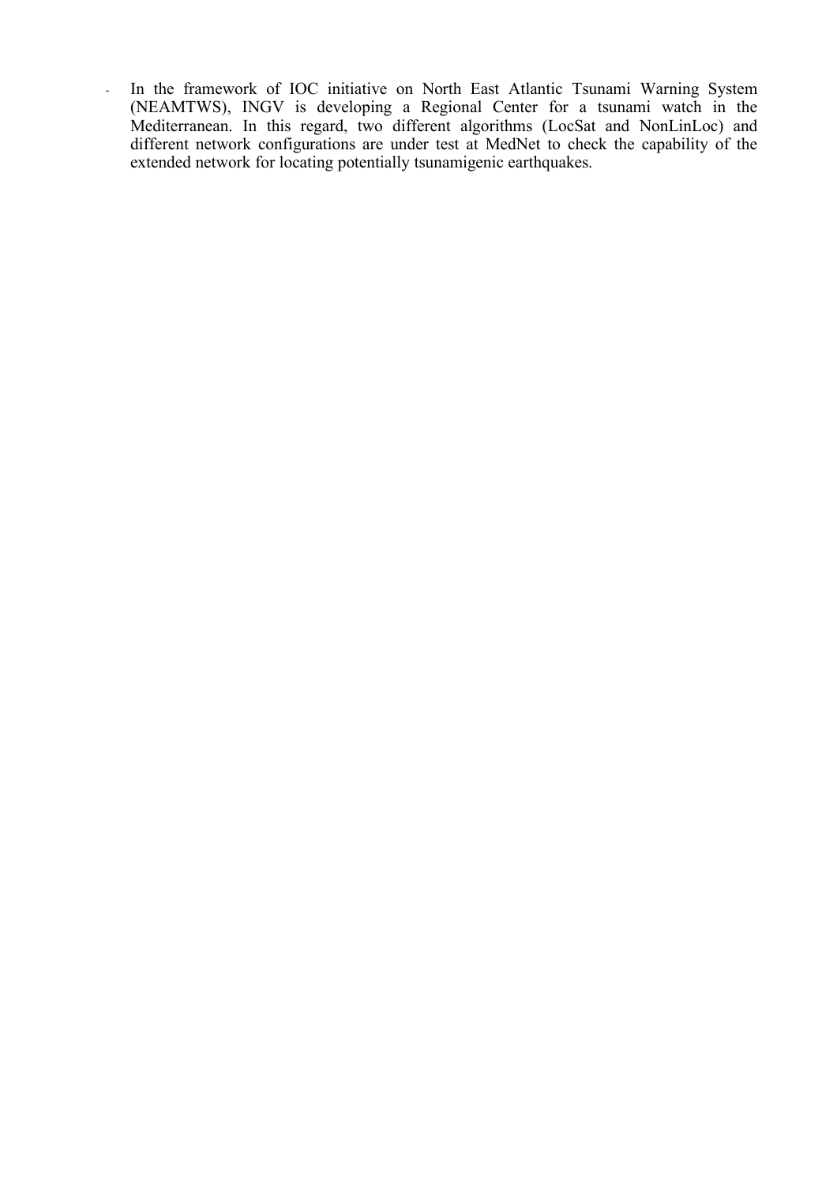- In the framework of IOC initiative on North East Atlantic Tsunami Warning System (NEAMTWS), INGV is developing a Regional Center for a tsunami watch in the Mediterranean. In this regard, two different algorithms (LocSat and NonLinLoc) and different network configurations are under test at MedNet to check the capability of the extended network for locating potentially tsunamigenic earthquakes.